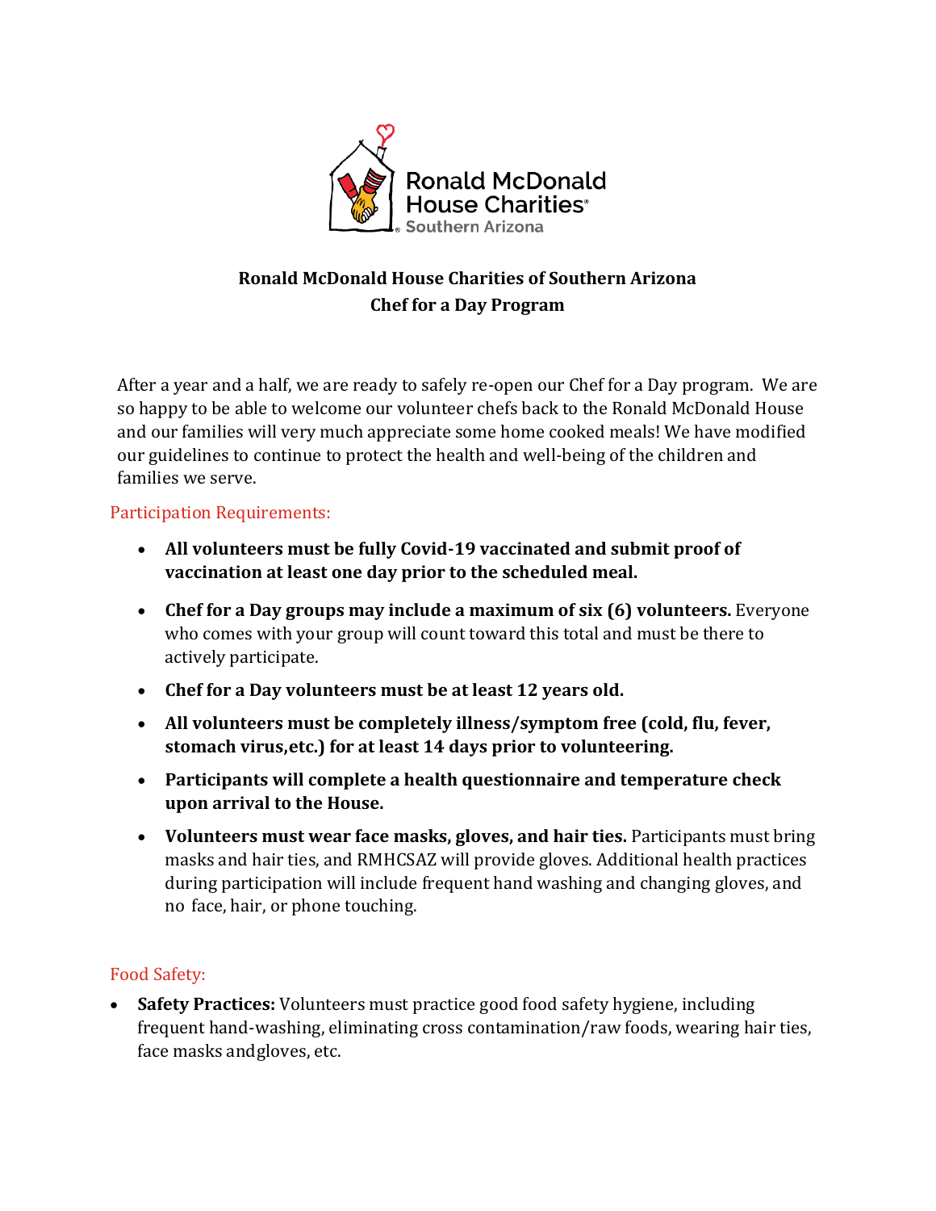**Ronald McDonald House Charities of Southern Arizona**
**Chef for a Day Program**

After a year and a half, we are ready to safely re-open our Chef for a Day program. We are so happy to be able to welcome our volunteer chefs back to the Ronald McDonald House and our families will very much appreciate some home cooked meals! We have modified our guidelines to continue to protect the health and well-being of the children and families we serve.

## Participation Requirements:

- **All volunteers must be fully Covid-19 vaccinated and submit proof of vaccination at least one day prior to the scheduled meal.**
- **Chef for a Day groups may include a maximum of six (6) volunteers.** Everyone who comes with your group will count toward this total and must be there to actively participate.
- **Chef for a Day volunteers must be at least 12 years old.**
- **All volunteers must be completely illness/symptom free (cold, flu, fever, stomach virus,etc.) for at least 14 days prior to volunteering.**
- **Participants will complete a health questionnaire and temperature check upon arrival to the House.**
- **Volunteers must wear face masks, gloves, and hair ties.** Participants must bring masks and hair ties, and RMHCSAZ will provide gloves. Additional health practices during participation will include frequent hand washing and changing gloves, and no face, hair, or phone touching.

## Food Safety:

- **Safety Practices:** Volunteers must practice good food safety hygiene, including frequent hand-washing, eliminating cross contamination/raw foods, wearing hair ties, face masks andgloves, etc.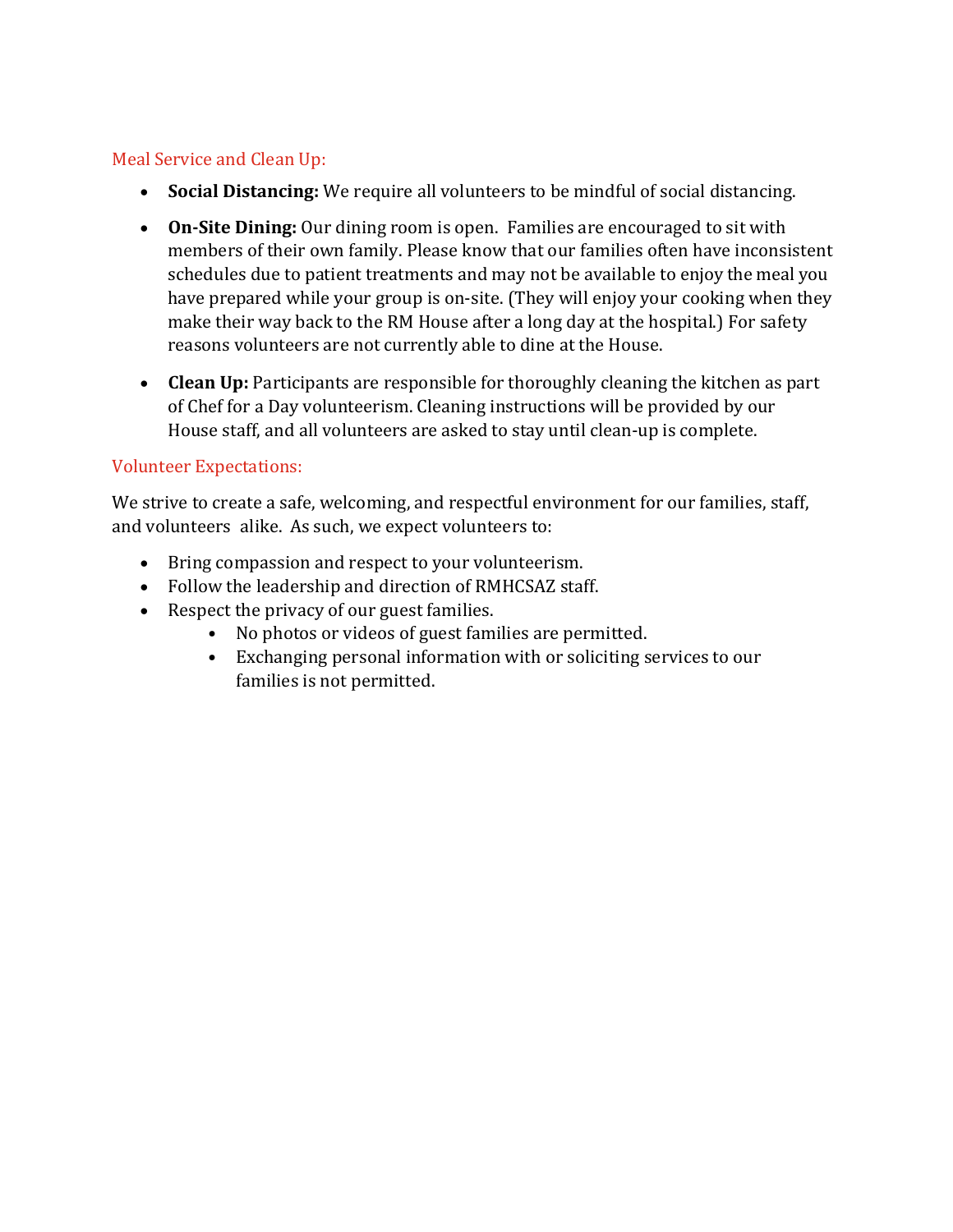## Meal Service and Clean Up:

- **Social Distancing:** We require all volunteers to be mindful of social distancing.
- **On-Site Dining:** Our dining room is open. Families are encouraged to sit with members of their own family. Please know that our families often have inconsistent schedules due to patient treatments and may not be available to enjoy the meal you have prepared while your group is on-site. (They will enjoy your cooking when they make their way back to the RM House after a long day at the hospital.) For safety reasons volunteers are not currently able to dine at the House.
- **Clean Up:** Participants are responsible for thoroughly cleaning the kitchen as part of Chef for a Day volunteerism. Cleaning instructions will be provided by our House staff, and all volunteers are asked to stay until clean-up is complete.

## Volunteer Expectations:

We strive to create a safe, welcoming, and respectful environment for our families, staff, and volunteers alike. As such, we expect volunteers to:

- Bring compassion and respect to your volunteerism.
- Follow the leadership and direction of RMHCSAZ staff.
- Respect the privacy of our guest families.
    - No photos or videos of guest families are permitted.
    - Exchanging personal information with or soliciting services to our families is not permitted.